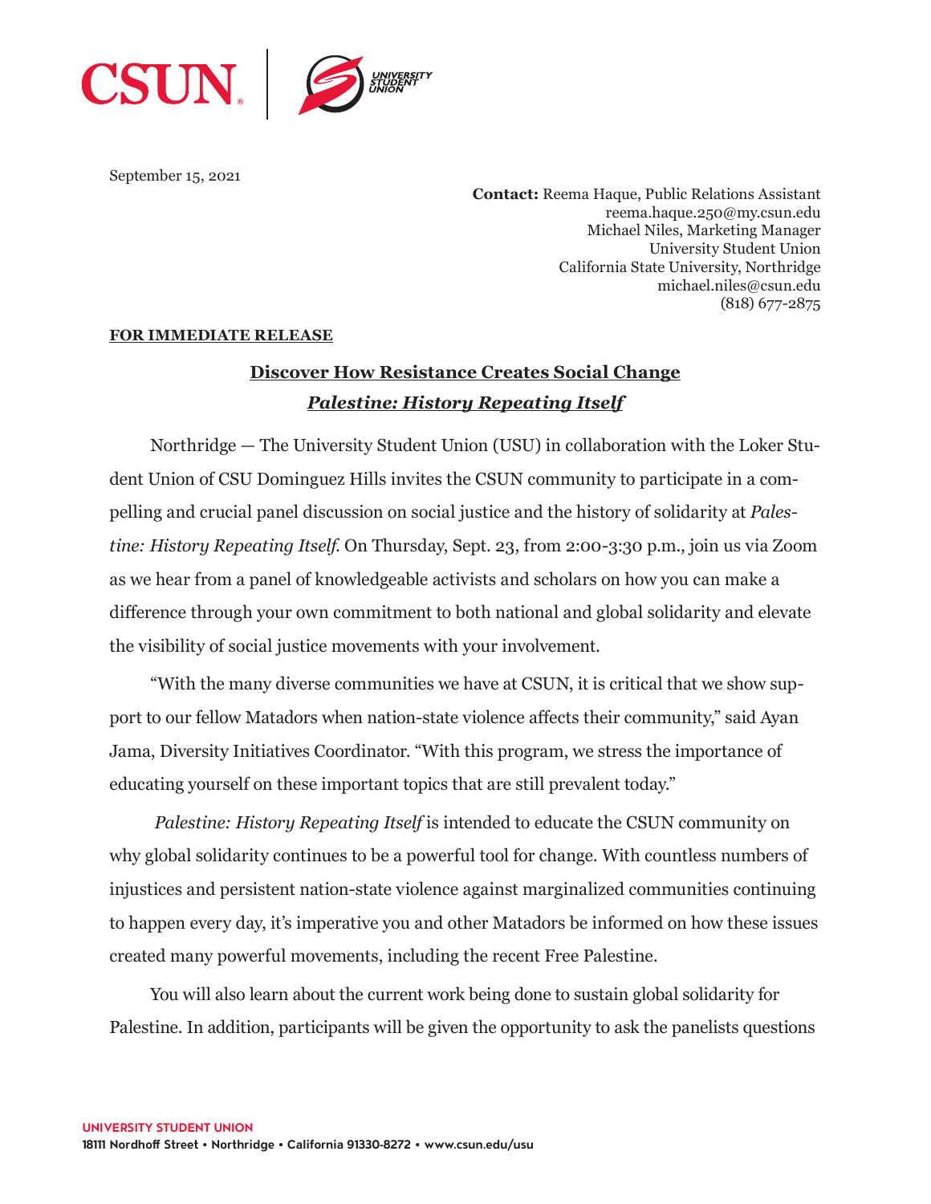September 15, 2021

**Contact:** Reema Haque, Public Relations Assistant
reema.haque.250@my.csun.edu
Michael Niles, Marketing Manager
University Student Union
California State University, Northridge
michael.niles@csun.edu
(818) 677-2875

**FOR IMMEDIATE RELEASE**

## Discover How Resistance Creates Social Change

## *Palestine: History Repeating Itself*

Northridge — The University Student Union (USU) in collaboration with the Loker Student Union of CSU Dominguez Hills invites the CSUN community to participate in a compelling and crucial panel discussion on social justice and the history of solidarity at *Palestine: History Repeating Itself*. On Thursday, Sept. 23, from 2:00-3:30 p.m., join us via Zoom as we hear from a panel of knowledgeable activists and scholars on how you can make a difference through your own commitment to both national and global solidarity and elevate the visibility of social justice movements with your involvement.

"With the many diverse communities we have at CSUN, it is critical that we show support to our fellow Matadors when nation-state violence affects their community," said Ayan Jama, Diversity Initiatives Coordinator. "With this program, we stress the importance of educating yourself on these important topics that are still prevalent today."

*Palestine: History Repeating Itself* is intended to educate the CSUN community on why global solidarity continues to be a powerful tool for change. With countless numbers of injustices and persistent nation-state violence against marginalized communities continuing to happen every day, it's imperative you and other Matadors be informed on how these issues created many powerful movements, including the recent Free Palestine.

You will also learn about the current work being done to sustain global solidarity for Palestine. In addition, participants will be given the opportunity to ask the panelists questions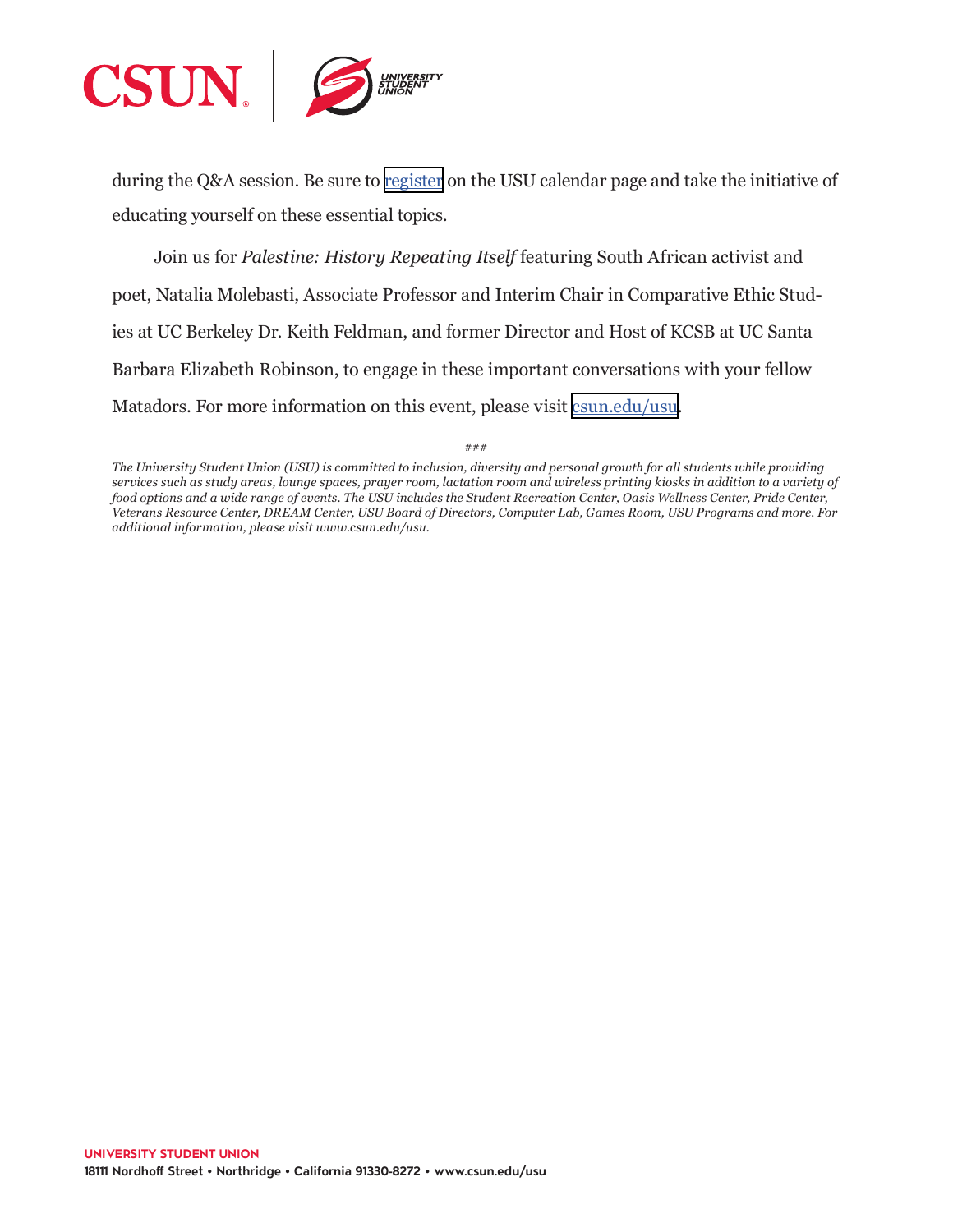during the Q&A session. Be sure to register on the USU calendar page and take the initiative of educating yourself on these essential topics.

Join us for *Palestine: History Repeating Itself* featuring South African activist and poet, Natalia Molebasti, Associate Professor and Interim Chair in Comparative Ethic Studies at UC Berkeley Dr. Keith Feldman, and former Director and Host of KCSB at UC Santa Barbara Elizabeth Robinson, to engage in these important conversations with your fellow Matadors. For more information on this event, please visit csun.edu/usu.

###

*The University Student Union (USU) is committed to inclusion, diversity and personal growth for all students while providing services such as study areas, lounge spaces, prayer room, lactation room and wireless printing kiosks in addition to a variety of food options and a wide range of events. The USU includes the Student Recreation Center, Oasis Wellness Center, Pride Center, Veterans Resource Center, DREAM Center, USU Board of Directors, Computer Lab, Games Room, USU Programs and more. For additional information, please visit www.csun.edu/usu.*